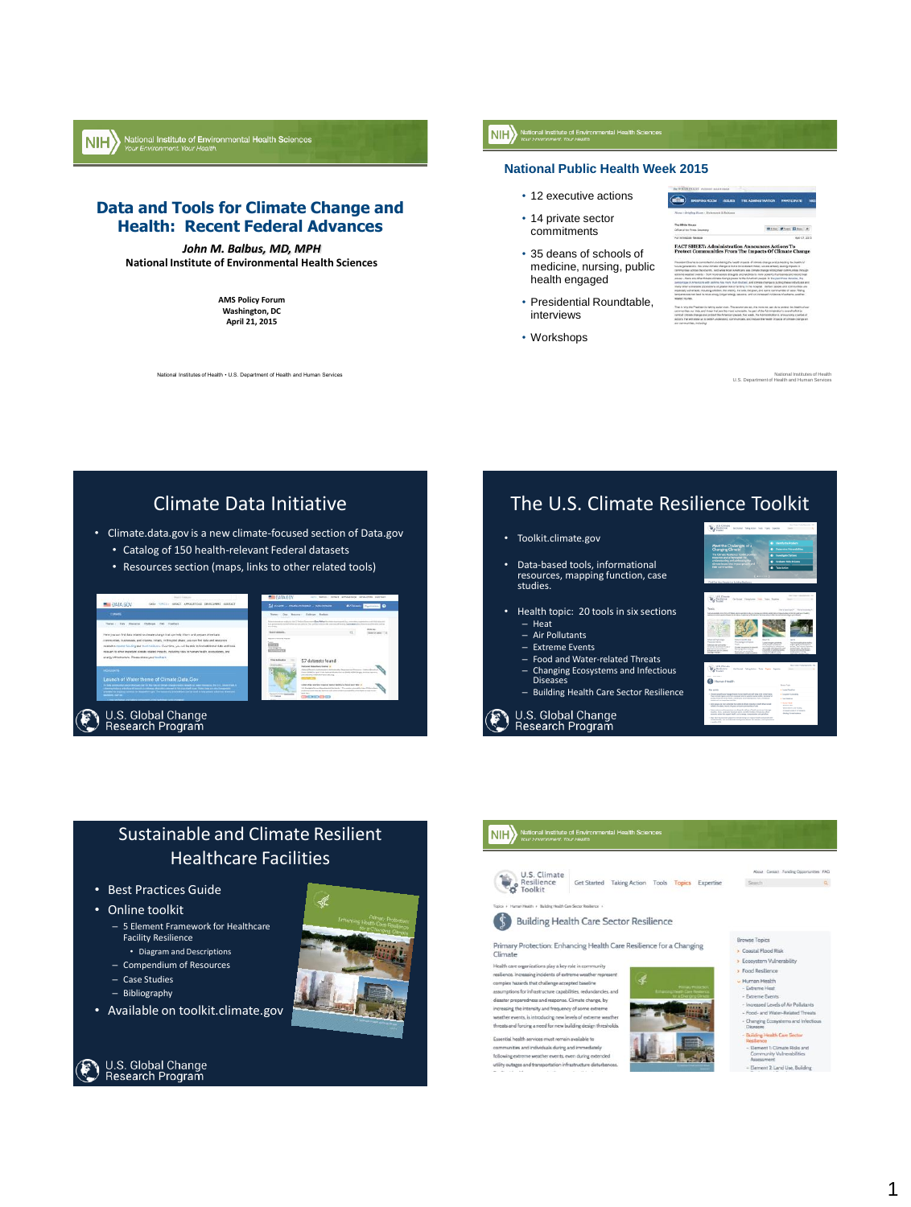# Data and Tools for Climate Change and Health: Recent Federal Advances

***John M. Balbus, MD, MPH***

**National Institute of Environmental Health Sciences**

**AMS Policy Forum**
**Washington, DC**
**April 21, 2015**

National Institutes of Health • U.S. Department of Health and Human Services

## National Public Health Week 2015

- 12 executive actions
- 14 private sector commitments
- 35 deans of schools of medicine, nursing, public health engaged
- Presidential Roundtable, interviews
- Workshops

## Climate Data Initiative

- Climate.data.gov is a new climate-focused section of Data.gov
  - Catalog of 150 health-relevant Federal datasets
  - Resources section (maps, links to other related tools)

U.S. Global Change Research Program

## The U.S. Climate Resilience Toolkit

- Toolkit.climate.gov
- Data-based tools, informational resources, mapping function, case studies.
- Health topic: 20 tools in six sections
  - Heat
  - Air Pollutants
  - Extreme Events
  - Food and Water-related Threats
  - Changing Ecosystems and Infectious Diseases
  - Building Health Care Sector Resilience

U.S. Global Change Research Program

## Sustainable and Climate Resilient Healthcare Facilities

- Best Practices Guide
- Online toolkit
  - 5 Element Framework for Healthcare Facility Resilience
    - Diagram and Descriptions
  - Compendium of Resources
  - Case Studies
  - Bibliography
- Available on toolkit.climate.gov

U.S. Global Change Research Program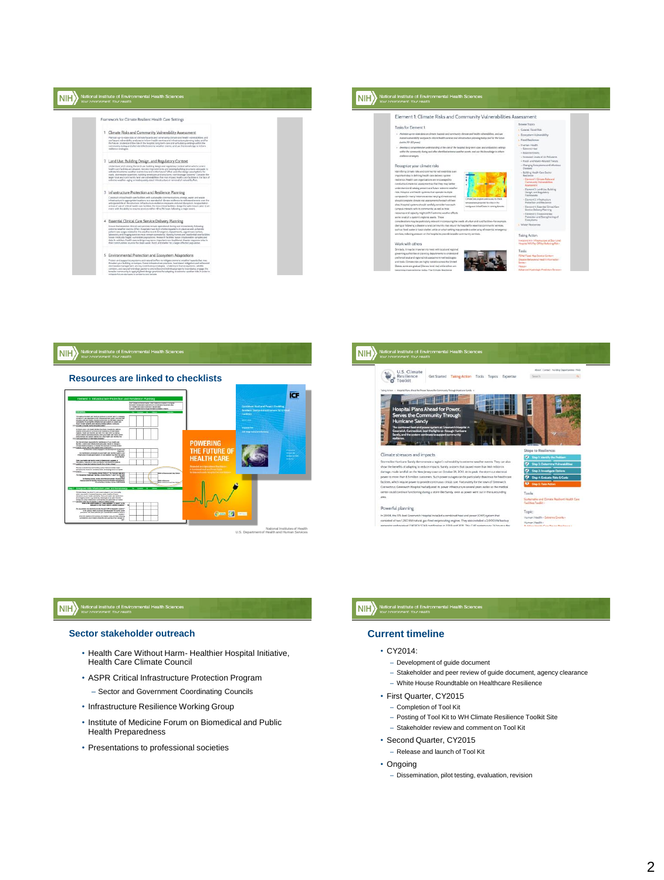## Resources are linked to checklists

## Sector stakeholder outreach

- Health Care Without Harm- Healthier Hospital Initiative, Health Care Climate Council
- ASPR Critical Infrastructure Protection Program
  - Sector and Government Coordinating Councils
- Infrastructure Resilience Working Group
- Institute of Medicine Forum on Biomedical and Public Health Preparedness
- Presentations to professional societies

## Current timeline

- CY2014:
  - Development of guide document
  - Stakeholder and peer review of guide document, agency clearance
  - White House Roundtable on Healthcare Resilience
- First Quarter, CY2015
  - Completion of Tool Kit
  - Posting of Tool Kit to WH Climate Resilience Toolkit Site
  - Stakeholder review and comment on Tool Kit
- Second Quarter, CY2015
  - Release and launch of Tool Kit
- Ongoing
  - Dissemination, pilot testing, evaluation, revision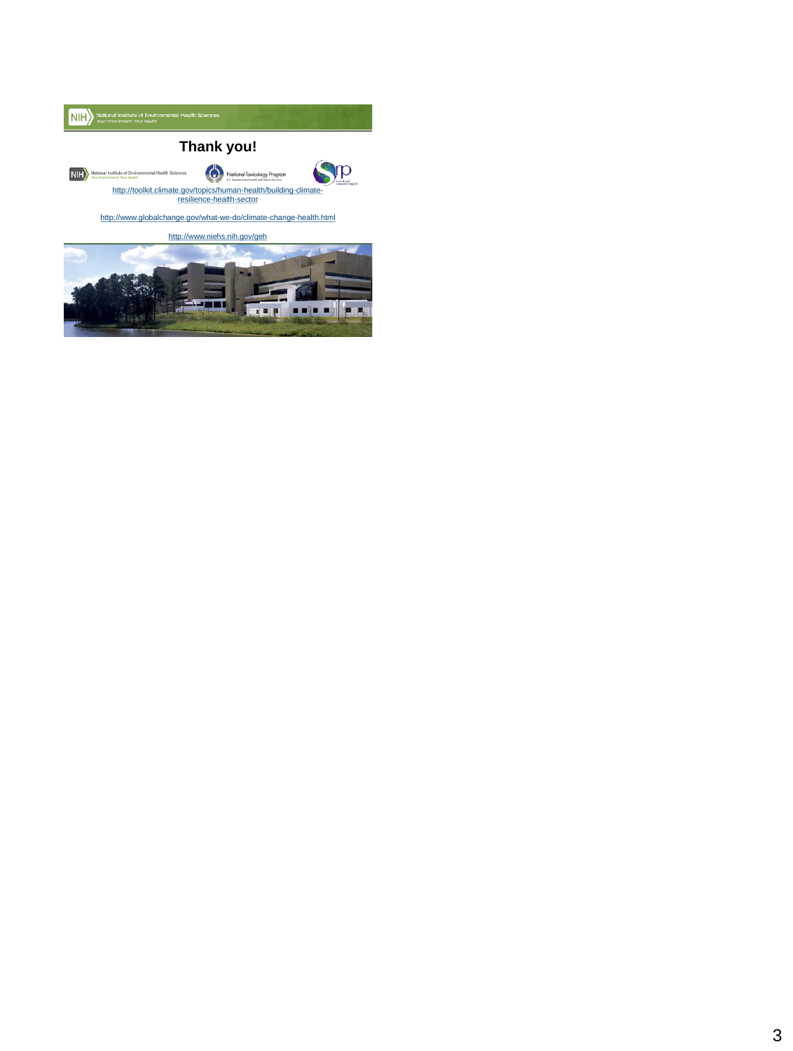National Institute of Environmental Health Sciences

## Thank you!

http://toolkit.climate.gov/topics/human-health/building-climate-resilience-health-sector

http://www.globalchange.gov/what-we-do/climate-change-health.html

http://www.niehs.nih.gov/geh